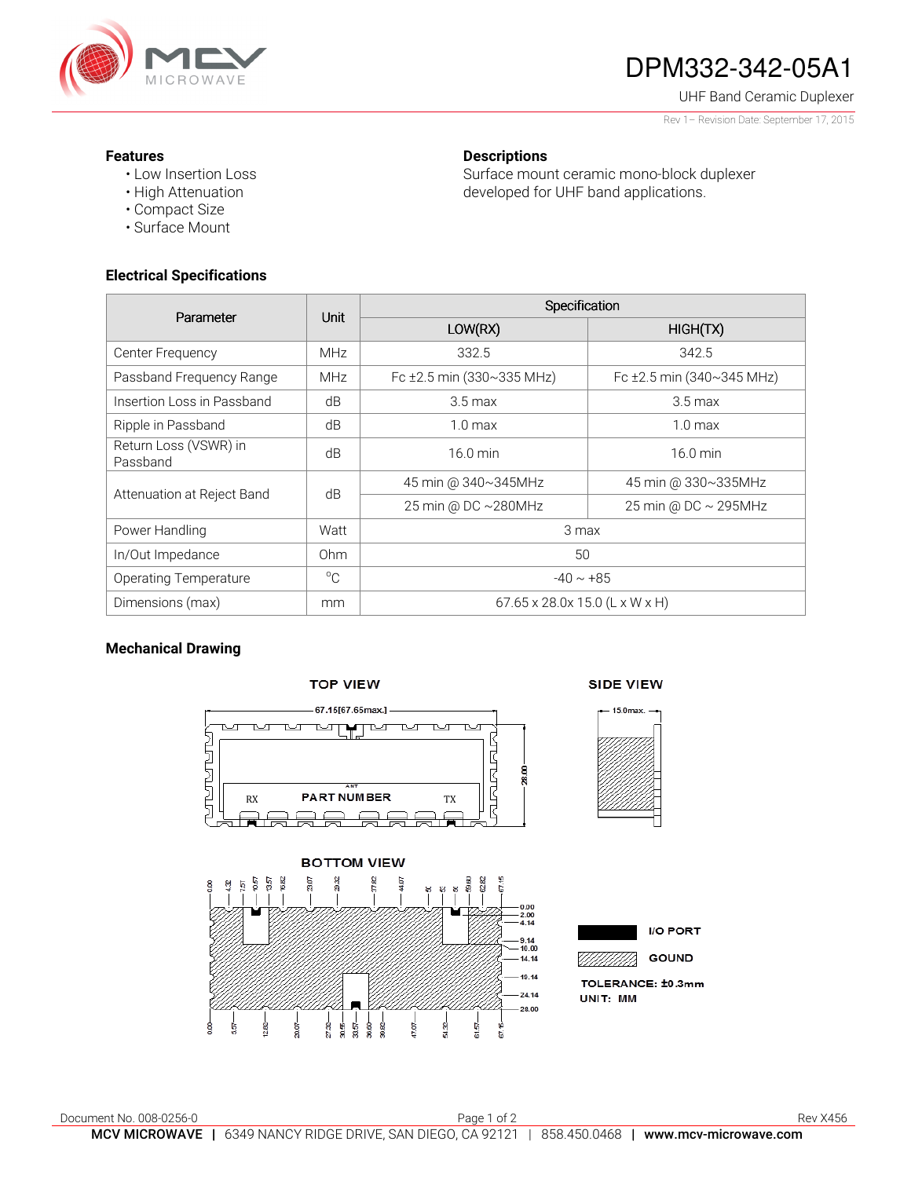# DPM332-342-05A1

UHF Band Ceramic Duplexer

Rev 1 – Revision Date: September 17, 2015

### Features

- Low Insertion Loss
- High Attenuation
- Compact Size
- Surface Mount

### Descriptions

Surface mount ceramic mono-block duplexer developed for UHF band applications.

### Electrical Specifications

| Parameter | Unit | Specification | |
|---|---|---|---|
| | | LOW(RX) | HIGH(TX) |
| Center Frequency | MHz | 332.5 | 342.5 |
| Passband Frequency Range | MHz | Fc ±2.5 min (330~335 MHz) | Fc ±2.5 min (340~345 MHz) |
| Insertion Loss in Passband | dB | 3.5 max | 3.5 max |
| Ripple in Passband | dB | 1.0 max | 1.0 max |
| Return Loss (VSWR) in Passband | dB | 16.0 min | 16.0 min |
| Attenuation at Reject Band | dB | 45 min @ 340~345MHz | 45 min @ 330~335MHz |
| | | 25 min @ DC ~280MHz | 25 min @ DC ~ 295MHz |
| Power Handling | Watt | 3 max | |
| In/Out Impedance | Ohm | 50 | |
| Operating Temperature | °C | -40 ~ +85 | |
| Dimensions (max) | mm | 67.65 x 28.0x 15.0 (L x W x H) | |

### Mechanical Drawing

TOP VIEW

67.15[67.65max.]

28.00

ANT

RX PART NUMBER TX

SIDE VIEW

15.0max.

BOTTOM VIEW

0.00 4.32 7.57 10.57 13.57 16.82 23.07 29.32 37.82 44.07 51 53 56 59.00 62.82 67.15

0.00 2.00 4.14 9.14 10.00 14.14 19.14 24.14 28.00

0.00 5.57 12.82 20.07 27.32 30.55 33.57 36.60 39.82 47.07 54.32 61.57 67.15

I/O PORT

GOUND

TOLERANCE: ±0.3mm

UNIT: MM

Document No. 008-0256-0

Rev X456

**MCV MICROWAVE** | 6349 NANCY RIDGE DRIVE, SAN DIEGO, CA 92121 | 858.450.0468 | **www.mcv-microwave.com**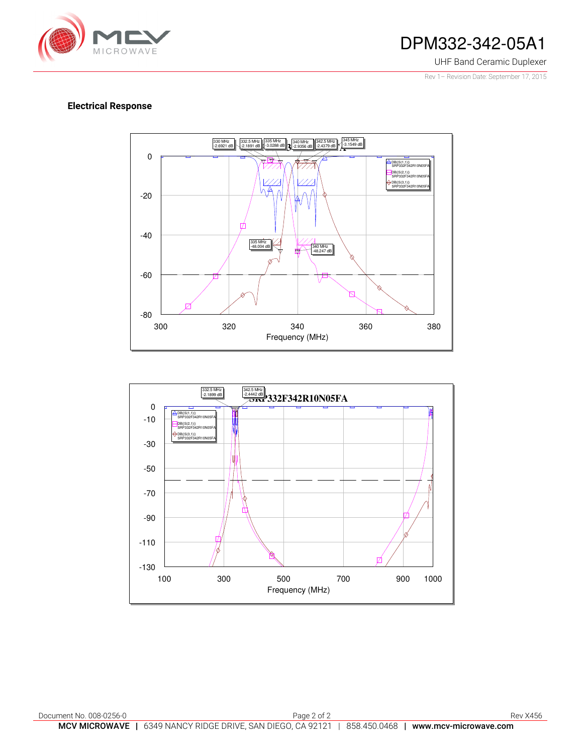## Electrical Response

330 MHz
-2.6921 dB
332.5 MHz
-2.1891 dB
335 MHz
-3.0288 dB
340 MHz
-2.9356 dB
342.5 MHz
-2.4379 dB
345 MHz
-3.1549 dB

DB(|S(1,1)|)
SRP332F342R10N05FA
DB(|S(2,1)|)
SRP332F342R10N05FA
DB(|S(3,1)|)
SRP332F342R10N05FA

335 MHz
-48.004 dB
340 MHz
-48.247 dB

0
-20
-40
-60
-80

300 320 340 360 380

Frequency (MHz)

332.5 MHz
-2.1899 dB
342.5 MHz
-2.4442 dB

SRP332F342R10N05FA

DB(|S(1,1)|)
SRP332F342R10N05FA
DB(|S(2,1)|)
SRP332F342R10N05FA
DB(|S(3,1)|)
SRP332F342R10N05FA

0
-10
-30
-50
-70
-90
-110
-130

100 300 500 700 900 1000

Frequency (MHz)